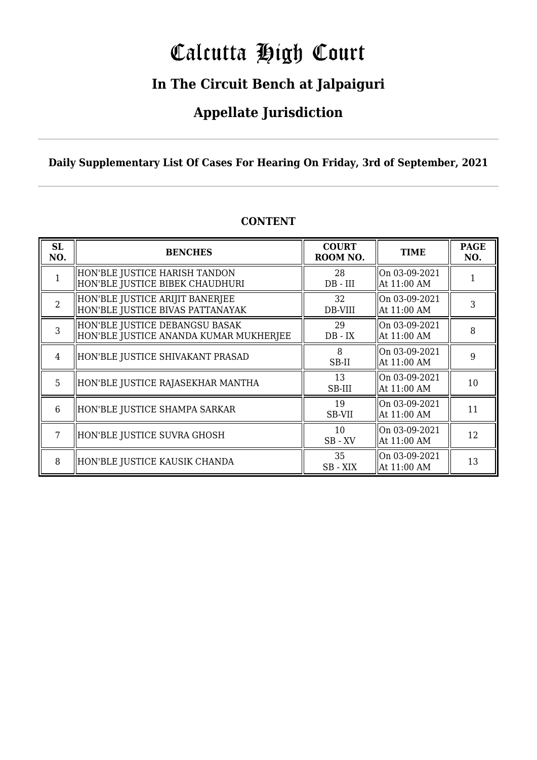# Calcutta High Court

## In The Circuit Bench at Jalpaiguri

## Appellate Jurisdiction

**Daily Supplementary List Of Cases For Hearing On Friday, 3rd of September, 2021**

**CONTENT**

| SL NO. | BENCHES | COURT ROOM NO. | TIME | PAGE NO. |
|---|---|---|---|---|
| 1 | HON'BLE JUSTICE HARISH TANDON<br>HON'BLE JUSTICE BIBEK CHAUDHURI | 28<br>DB - III | On 03-09-2021<br>At 11:00 AM | 1 |
| 2 | HON'BLE JUSTICE ARIJIT BANERJEE<br>HON'BLE JUSTICE BIVAS PATTANAYAK | 32<br>DB-VIII | On 03-09-2021<br>At 11:00 AM | 3 |
| 3 | HON'BLE JUSTICE DEBANGSU BASAK<br>HON'BLE JUSTICE ANANDA KUMAR MUKHERJEE | 29<br>DB - IX | On 03-09-2021<br>At 11:00 AM | 8 |
| 4 | HON'BLE JUSTICE SHIVAKANT PRASAD | 8<br>SB-II | On 03-09-2021<br>At 11:00 AM | 9 |
| 5 | HON'BLE JUSTICE RAJASEKHAR MANTHA | 13<br>SB-III | On 03-09-2021<br>At 11:00 AM | 10 |
| 6 | HON'BLE JUSTICE SHAMPA SARKAR | 19<br>SB-VII | On 03-09-2021<br>At 11:00 AM | 11 |
| 7 | HON'BLE JUSTICE SUVRA GHOSH | 10<br>SB - XV | On 03-09-2021<br>At 11:00 AM | 12 |
| 8 | HON'BLE JUSTICE KAUSIK CHANDA | 35<br>SB - XIX | On 03-09-2021<br>At 11:00 AM | 13 |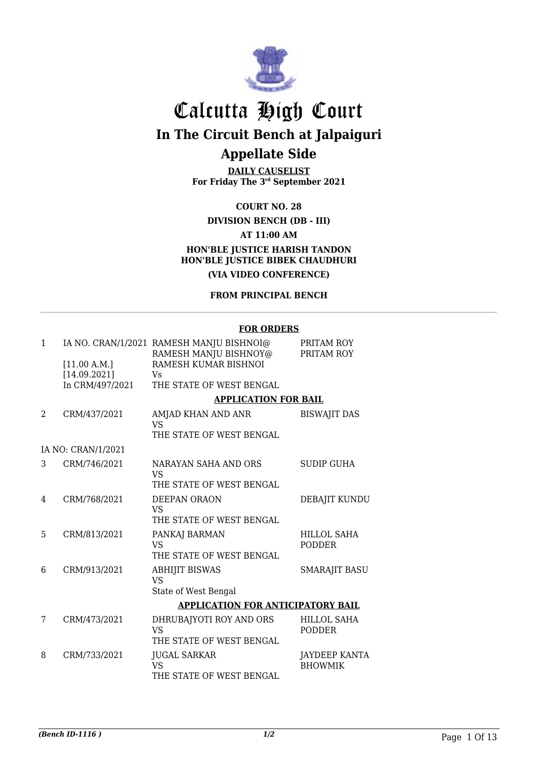# Calcutta High Court

## In The Circuit Bench at Jalpaiguri

## Appellate Side

**DAILY CAUSELIST**
**For Friday The 3rd September 2021**

**COURT NO. 28**

**DIVISION BENCH (DB - III)**

**AT 11:00 AM**

**HON'BLE JUSTICE HARISH TANDON**
**HON'BLE JUSTICE BIBEK CHAUDHURI**

**(VIA VIDEO CONFERENCE)**

**FROM PRINCIPAL BENCH**

**FOR ORDERS**

| | | | |
|---|---|---|---|
| 1 | IA NO. CRAN/1/2021<br>[11.00 A.M.]<br>[14.09.2021]<br>In CRM/497/2021 | RAMESH MANJU BISHNOI@ RAMESH MANJU BISHNOY@ RAMESH KUMAR BISHNOI<br>Vs<br>THE STATE OF WEST BENGAL | PRITAM ROY<br>PRITAM ROY |

**APPLICATION FOR BAIL**

| | | | |
|---|---|---|---|
| 2 | CRM/437/2021 | AMJAD KHAN AND ANR<br>VS<br>THE STATE OF WEST BENGAL | BISWAJIT DAS |
| | IA NO: CRAN/1/2021 | | |
| 3 | CRM/746/2021 | NARAYAN SAHA AND ORS<br>VS<br>THE STATE OF WEST BENGAL | SUDIP GUHA |
| 4 | CRM/768/2021 | DEEPAN ORAON<br>VS<br>THE STATE OF WEST BENGAL | DEBAJIT KUNDU |
| 5 | CRM/813/2021 | PANKAJ BARMAN<br>VS<br>THE STATE OF WEST BENGAL | HILLOL SAHA PODDER |
| 6 | CRM/913/2021 | ABHIJIT BISWAS<br>VS<br>State of West Bengal | SMARAJIT BASU |

**APPLICATION FOR ANTICIPATORY BAIL**

| | | | |
|---|---|---|---|
| 7 | CRM/473/2021 | DHRUBAJYOTI ROY AND ORS<br>VS<br>THE STATE OF WEST BENGAL | HILLOL SAHA PODDER |
| 8 | CRM/733/2021 | JUGAL SARKAR<br>VS<br>THE STATE OF WEST BENGAL | JAYDEEP KANTA BHOWMIK |

*(Bench ID-1116 )* 1/2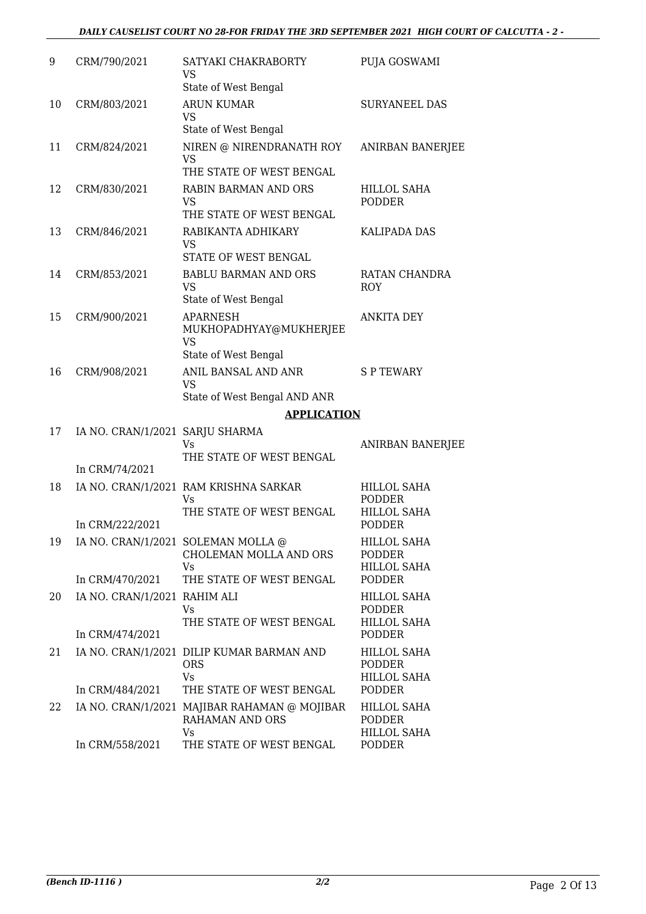| 9 | CRM/790/2021 | SATYAKI CHAKRABORTY<br>VS<br>State of West Bengal | PUJA GOSWAMI |
|---|---|---|---|
| 10 | CRM/803/2021 | ARUN KUMAR<br>VS<br>State of West Bengal | SURYANEEL DAS |
| 11 | CRM/824/2021 | NIREN @ NIRENDRANATH ROY<br>VS<br>THE STATE OF WEST BENGAL | ANIRBAN BANERJEE |
| 12 | CRM/830/2021 | RABIN BARMAN AND ORS<br>VS<br>THE STATE OF WEST BENGAL | HILLOL SAHA PODDER |
| 13 | CRM/846/2021 | RABIKANTA ADHIKARY<br>VS<br>STATE OF WEST BENGAL | KALIPADA DAS |
| 14 | CRM/853/2021 | BABLU BARMAN AND ORS<br>VS<br>State of West Bengal | RATAN CHANDRA ROY |
| 15 | CRM/900/2021 | APARNESH MUKHOPADHYAY@MUKHERJEE<br>VS<br>State of West Bengal | ANKITA DEY |
| 16 | CRM/908/2021 | ANIL BANSAL AND ANR<br>VS<br>State of West Bengal AND ANR | S P TEWARY |

## APPLICATION

| 17 | IA NO. CRAN/1/2021<br>In CRM/74/2021 | SARJU SHARMA<br>Vs<br>THE STATE OF WEST BENGAL | ANIRBAN BANERJEE |
|---|---|---|---|
| 18 | IA NO. CRAN/1/2021<br>In CRM/222/2021 | RAM KRISHNA SARKAR<br>Vs<br>THE STATE OF WEST BENGAL | HILLOL SAHA PODDER<br>HILLOL SAHA PODDER |
| 19 | IA NO. CRAN/1/2021<br>In CRM/470/2021 | SOLEMAN MOLLA @ CHOLEMAN MOLLA AND ORS<br>Vs<br>THE STATE OF WEST BENGAL | HILLOL SAHA PODDER<br>HILLOL SAHA PODDER |
| 20 | IA NO. CRAN/1/2021<br>In CRM/474/2021 | RAHIM ALI<br>Vs<br>THE STATE OF WEST BENGAL | HILLOL SAHA PODDER<br>HILLOL SAHA PODDER |
| 21 | IA NO. CRAN/1/2021<br>In CRM/484/2021 | DILIP KUMAR BARMAN AND ORS<br>Vs<br>THE STATE OF WEST BENGAL | HILLOL SAHA PODDER<br>HILLOL SAHA PODDER |
| 22 | IA NO. CRAN/1/2021<br>In CRM/558/2021 | MAJIBAR RAHAMAN @ MOJIBAR RAHAMAN AND ORS<br>Vs<br>THE STATE OF WEST BENGAL | HILLOL SAHA PODDER<br>HILLOL SAHA PODDER |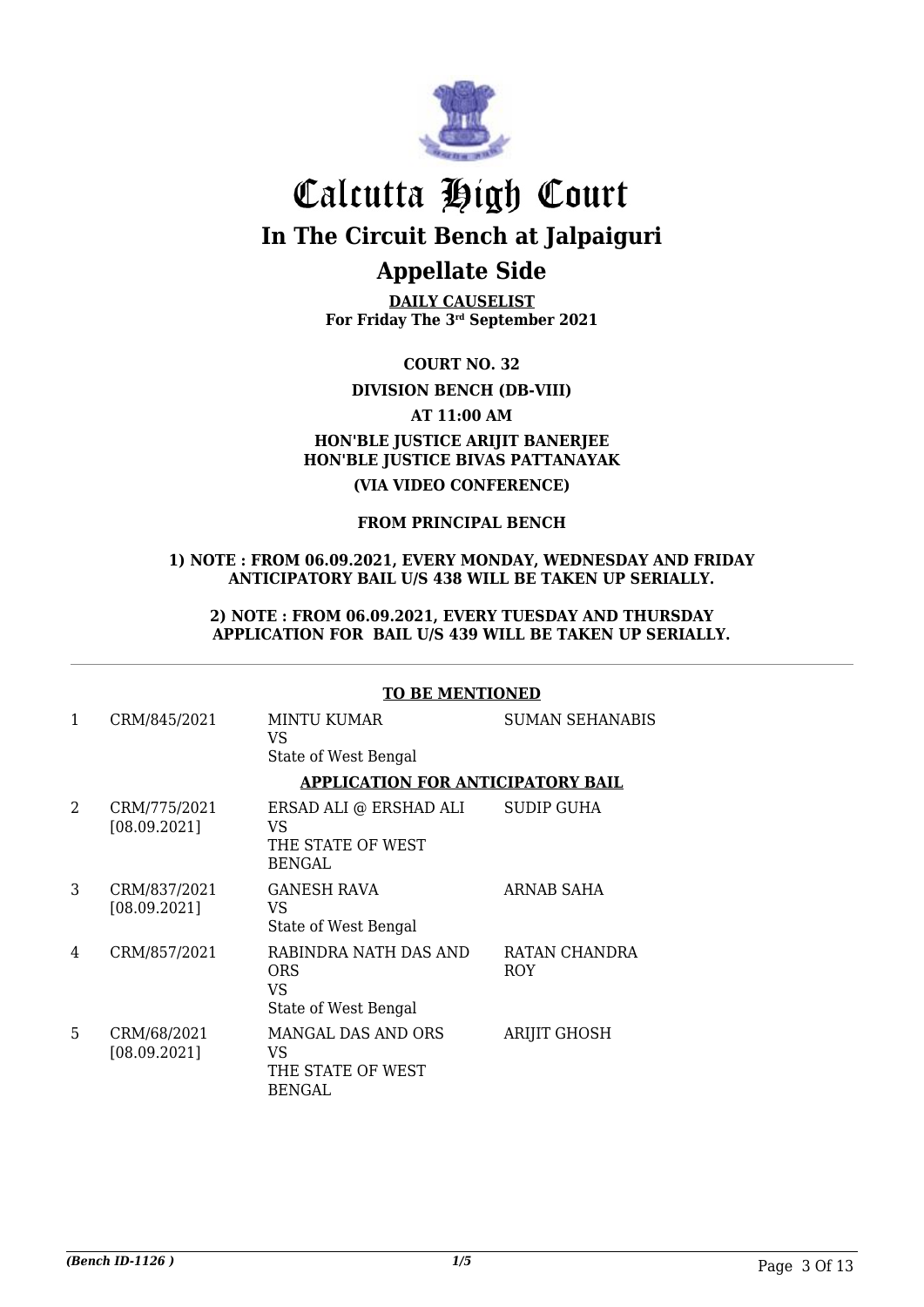# Calcutta High Court

## In The Circuit Bench at Jalpaiguri

## Appellate Side

**DAILY CAUSELIST**
**For Friday The 3rd September 2021**

**COURT NO. 32**

**DIVISION BENCH (DB-VIII)**

**AT 11:00 AM**

**HON'BLE JUSTICE ARIJIT BANERJEE**
**HON'BLE JUSTICE BIVAS PATTANAYAK**

**(VIA VIDEO CONFERENCE)**

**FROM PRINCIPAL BENCH**

**1) NOTE : FROM 06.09.2021, EVERY MONDAY, WEDNESDAY AND FRIDAY ANTICIPATORY BAIL U/S 438 WILL BE TAKEN UP SERIALLY.**

**2) NOTE : FROM 06.09.2021, EVERY TUESDAY AND THURSDAY APPLICATION FOR BAIL U/S 439 WILL BE TAKEN UP SERIALLY.**

**TO BE MENTIONED**

| | | | |
|---|---|---|---|
| 1 | CRM/845/2021 | MINTU KUMAR VS State of West Bengal | SUMAN SEHANABIS |

**APPLICATION FOR ANTICIPATORY BAIL**

| | | | |
|---|---|---|---|
| 2 | CRM/775/2021 [08.09.2021] | ERSAD ALI @ ERSHAD ALI VS THE STATE OF WEST BENGAL | SUDIP GUHA |
| 3 | CRM/837/2021 [08.09.2021] | GANESH RAVA VS State of West Bengal | ARNAB SAHA |
| 4 | CRM/857/2021 | RABINDRA NATH DAS AND ORS VS State of West Bengal | RATAN CHANDRA ROY |
| 5 | CRM/68/2021 [08.09.2021] | MANGAL DAS AND ORS VS THE STATE OF WEST BENGAL | ARIJIT GHOSH |

*(Bench ID-1126 )*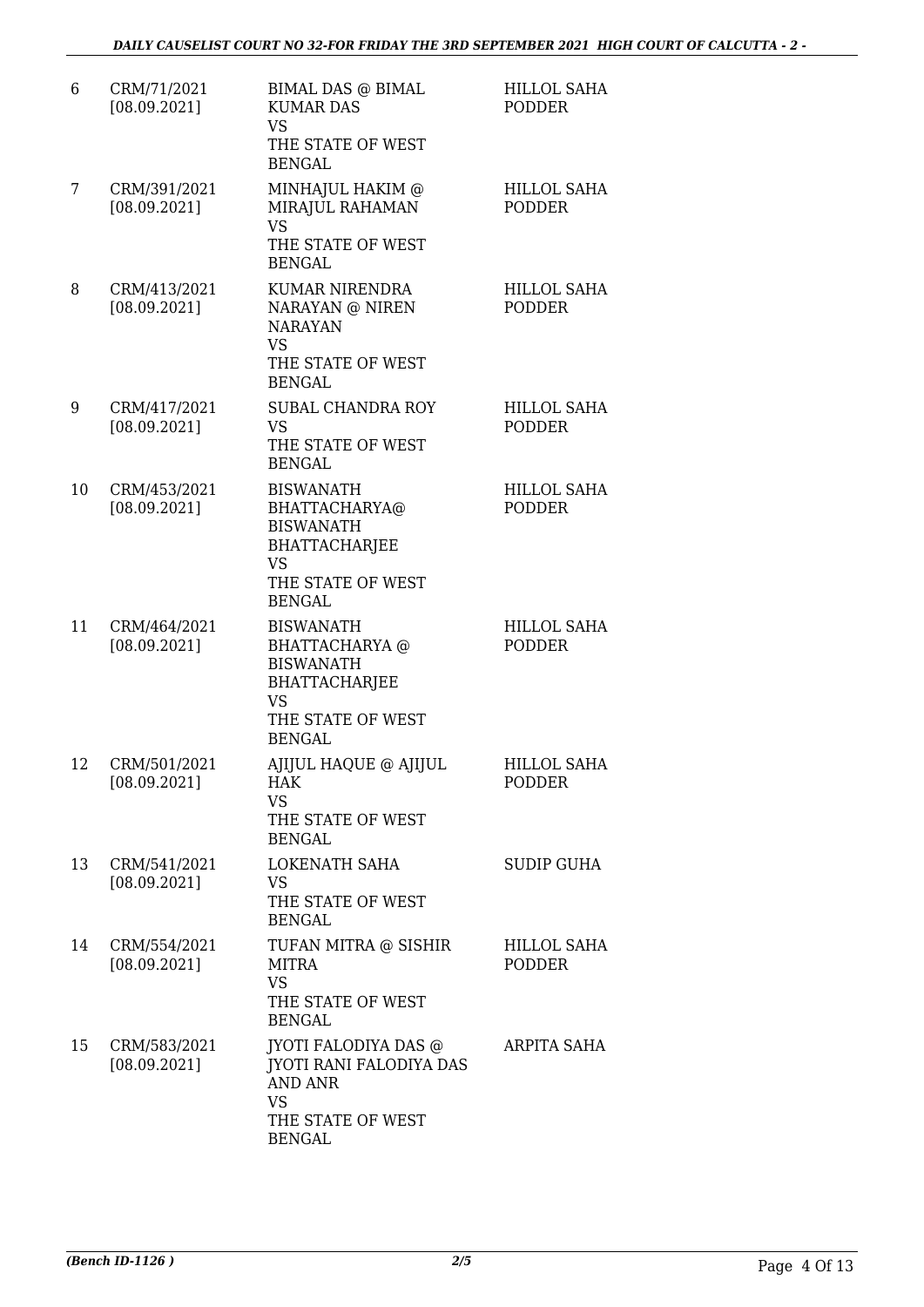| 6 | CRM/71/2021 [08.09.2021] | BIMAL DAS @ BIMAL KUMAR DAS VS THE STATE OF WEST BENGAL | HILLOL SAHA PODDER |
|---|---|---|---|
| 7 | CRM/391/2021 [08.09.2021] | MINHAJUL HAKIM @ MIRAJUL RAHAMAN VS THE STATE OF WEST BENGAL | HILLOL SAHA PODDER |
| 8 | CRM/413/2021 [08.09.2021] | KUMAR NIRENDRA NARAYAN @ NIREN NARAYAN VS THE STATE OF WEST BENGAL | HILLOL SAHA PODDER |
| 9 | CRM/417/2021 [08.09.2021] | SUBAL CHANDRA ROY VS THE STATE OF WEST BENGAL | HILLOL SAHA PODDER |
| 10 | CRM/453/2021 [08.09.2021] | BISWANATH BHATTACHARYA@ BISWANATH BHATTACHARJEE VS THE STATE OF WEST BENGAL | HILLOL SAHA PODDER |
| 11 | CRM/464/2021 [08.09.2021] | BISWANATH BHATTACHARYA @ BISWANATH BHATTACHARJEE VS THE STATE OF WEST BENGAL | HILLOL SAHA PODDER |
| 12 | CRM/501/2021 [08.09.2021] | AJIJUL HAQUE @ AJIJUL HAK VS THE STATE OF WEST BENGAL | HILLOL SAHA PODDER |
| 13 | CRM/541/2021 [08.09.2021] | LOKENATH SAHA VS THE STATE OF WEST BENGAL | SUDIP GUHA |
| 14 | CRM/554/2021 [08.09.2021] | TUFAN MITRA @ SISHIR MITRA VS THE STATE OF WEST BENGAL | HILLOL SAHA PODDER |
| 15 | CRM/583/2021 [08.09.2021] | JYOTI FALODIYA DAS @ JYOTI RANI FALODIYA DAS AND ANR VS THE STATE OF WEST BENGAL | ARPITA SAHA |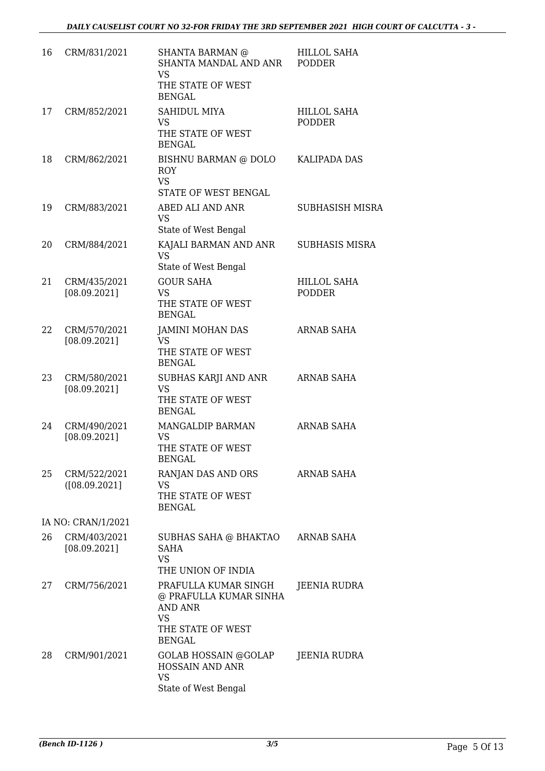| 16 | CRM/831/2021 | SHANTA BARMAN @ SHANTA MANDAL AND ANR VS THE STATE OF WEST BENGAL | HILLOL SAHA PODDER |
|---|---|---|---|
| 17 | CRM/852/2021 | SAHIDUL MIYA VS THE STATE OF WEST BENGAL | HILLOL SAHA PODDER |
| 18 | CRM/862/2021 | BISHNU BARMAN @ DOLO ROY VS STATE OF WEST BENGAL | KALIPADA DAS |
| 19 | CRM/883/2021 | ABED ALI AND ANR VS State of West Bengal | SUBHASISH MISRA |
| 20 | CRM/884/2021 | KAJALI BARMAN AND ANR VS State of West Bengal | SUBHASIS MISRA |
| 21 | CRM/435/2021 [08.09.2021] | GOUR SAHA VS THE STATE OF WEST BENGAL | HILLOL SAHA PODDER |
| 22 | CRM/570/2021 [08.09.2021] | JAMINI MOHAN DAS VS THE STATE OF WEST BENGAL | ARNAB SAHA |
| 23 | CRM/580/2021 [08.09.2021] | SUBHAS KARJI AND ANR VS THE STATE OF WEST BENGAL | ARNAB SAHA |
| 24 | CRM/490/2021 [08.09.2021] | MANGALDIP BARMAN VS THE STATE OF WEST BENGAL | ARNAB SAHA |
| 25 | CRM/522/2021 ([08.09.2021] | RANJAN DAS AND ORS VS THE STATE OF WEST BENGAL | ARNAB SAHA |
| | IA NO: CRAN/1/2021 | | |
| 26 | CRM/403/2021 [08.09.2021] | SUBHAS SAHA @ BHAKTAO SAHA VS THE UNION OF INDIA | ARNAB SAHA |
| 27 | CRM/756/2021 | PRAFULLA KUMAR SINGH @ PRAFULLA KUMAR SINHA AND ANR VS THE STATE OF WEST BENGAL | JEENIA RUDRA |
| 28 | CRM/901/2021 | GOLAB HOSSAIN @GOLAP HOSSAIN AND ANR VS State of West Bengal | JEENIA RUDRA |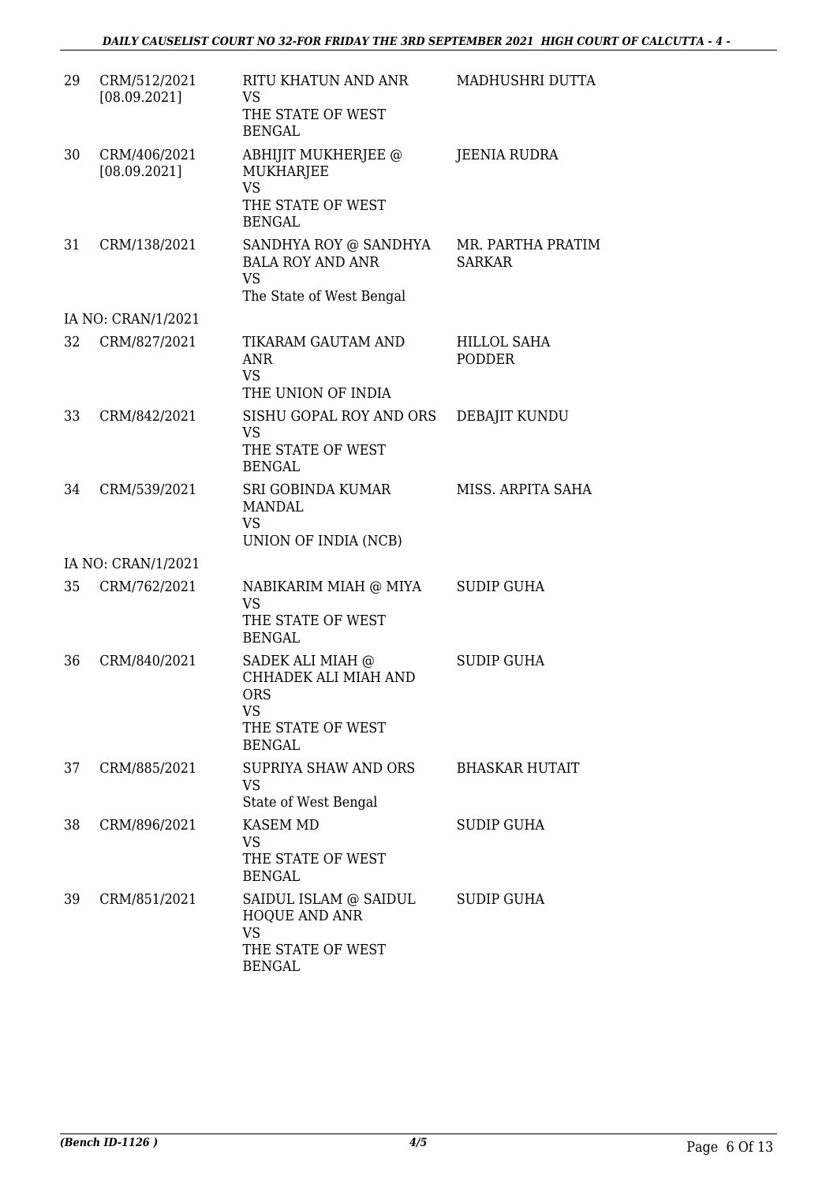| | | | |
|---|---|---|---|
| 29 | CRM/512/2021 [08.09.2021] | RITU KHATUN AND ANR VS THE STATE OF WEST BENGAL | MADHUSHRI DUTTA |
| 30 | CRM/406/2021 [08.09.2021] | ABHIJIT MUKHERJEE @ MUKHARJEE VS THE STATE OF WEST BENGAL | JEENIA RUDRA |
| 31 | CRM/138/2021 | SANDHYA ROY @ SANDHYA BALA ROY AND ANR VS The State of West Bengal | MR. PARTHA PRATIM SARKAR |
| | IA NO: CRAN/1/2021 | | |
| 32 | CRM/827/2021 | TIKARAM GAUTAM AND ANR VS THE UNION OF INDIA | HILLOL SAHA PODDER |
| 33 | CRM/842/2021 | SISHU GOPAL ROY AND ORS VS THE STATE OF WEST BENGAL | DEBAJIT KUNDU |
| 34 | CRM/539/2021 | SRI GOBINDA KUMAR MANDAL VS UNION OF INDIA (NCB) | MISS. ARPITA SAHA |
| | IA NO: CRAN/1/2021 | | |
| 35 | CRM/762/2021 | NABIKARIM MIAH @ MIYA VS THE STATE OF WEST BENGAL | SUDIP GUHA |
| 36 | CRM/840/2021 | SADEK ALI MIAH @ CHHADEK ALI MIAH AND ORS VS THE STATE OF WEST BENGAL | SUDIP GUHA |
| 37 | CRM/885/2021 | SUPRIYA SHAW AND ORS VS State of West Bengal | BHASKAR HUTAIT |
| 38 | CRM/896/2021 | KASEM MD VS THE STATE OF WEST BENGAL | SUDIP GUHA |
| 39 | CRM/851/2021 | SAIDUL ISLAM @ SAIDUL HOQUE AND ANR VS THE STATE OF WEST BENGAL | SUDIP GUHA |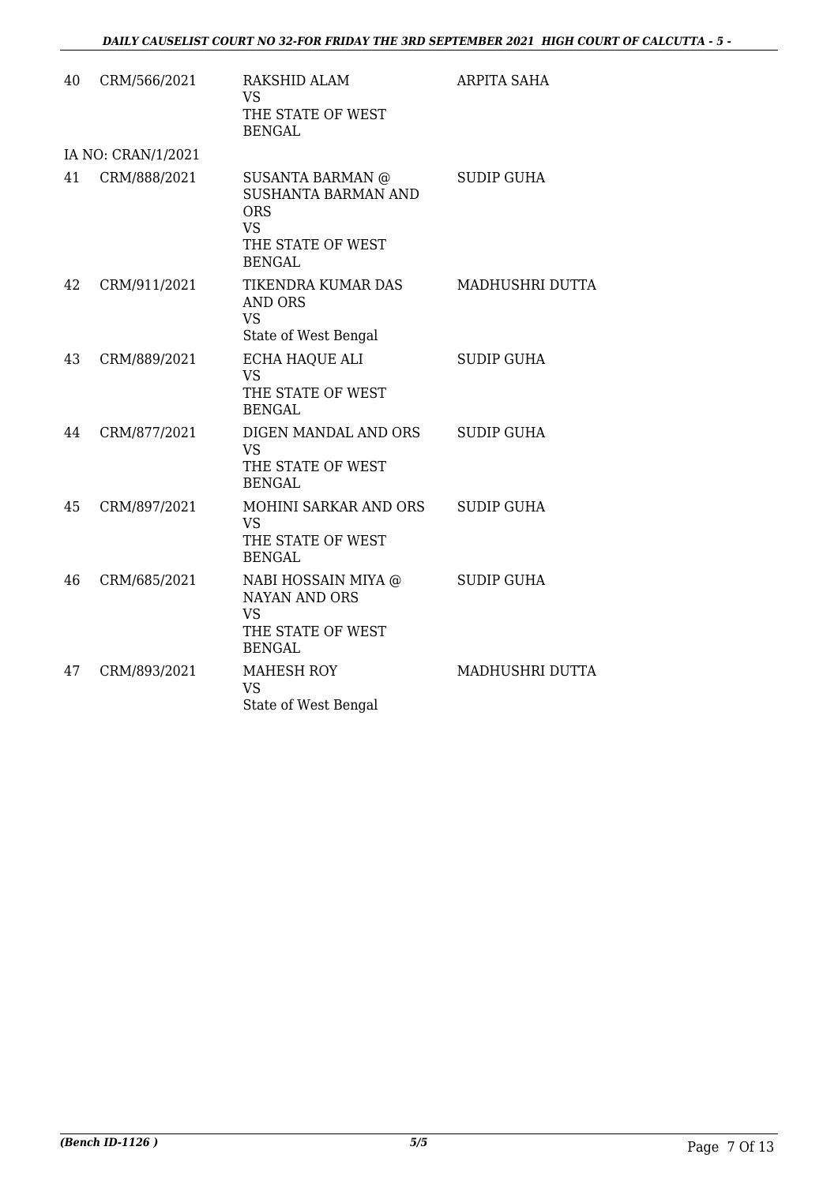| | | | |
|---|---|---|---|
| 40 | CRM/566/2021 | RAKSHID ALAM<br>VS<br>THE STATE OF WEST BENGAL | ARPITA SAHA |
| IA NO: CRAN/1/2021 | | | |
| 41 | CRM/888/2021 | SUSANTA BARMAN @ SUSHANTA BARMAN AND ORS<br>VS<br>THE STATE OF WEST BENGAL | SUDIP GUHA |
| 42 | CRM/911/2021 | TIKENDRA KUMAR DAS AND ORS<br>VS<br>State of West Bengal | MADHUSHRI DUTTA |
| 43 | CRM/889/2021 | ECHA HAQUE ALI<br>VS<br>THE STATE OF WEST BENGAL | SUDIP GUHA |
| 44 | CRM/877/2021 | DIGEN MANDAL AND ORS<br>VS<br>THE STATE OF WEST BENGAL | SUDIP GUHA |
| 45 | CRM/897/2021 | MOHINI SARKAR AND ORS<br>VS<br>THE STATE OF WEST BENGAL | SUDIP GUHA |
| 46 | CRM/685/2021 | NABI HOSSAIN MIYA @ NAYAN AND ORS<br>VS<br>THE STATE OF WEST BENGAL | SUDIP GUHA |
| 47 | CRM/893/2021 | MAHESH ROY<br>VS<br>State of West Bengal | MADHUSHRI DUTTA |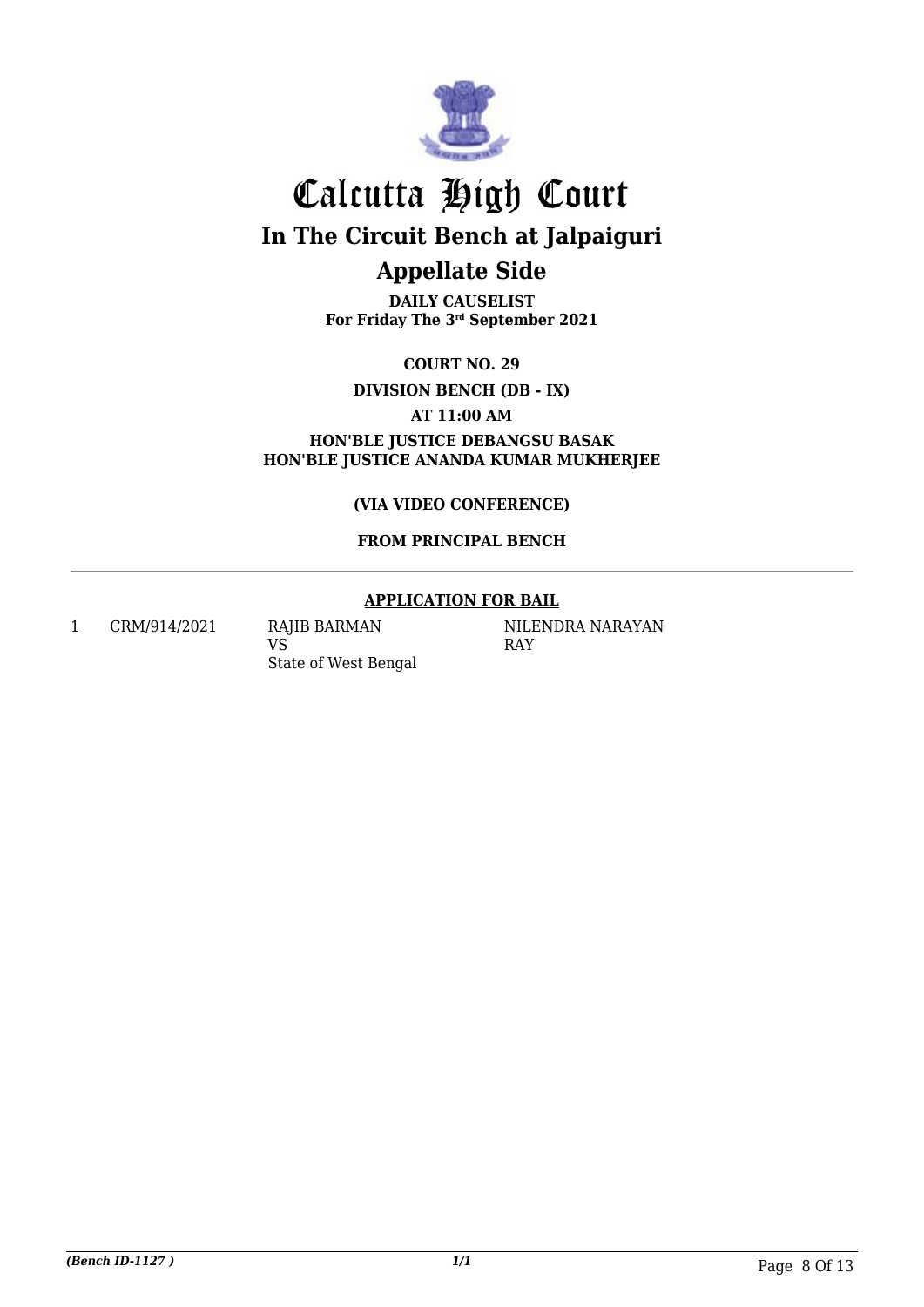# Calcutta High Court

## In The Circuit Bench at Jalpaiguri

## Appellate Side

**DAILY CAUSELIST**
**For Friday The 3rd September 2021**

**COURT NO. 29**

**DIVISION BENCH (DB - IX)**

**AT 11:00 AM**

**HON'BLE JUSTICE DEBANGSU BASAK**
**HON'BLE JUSTICE ANANDA KUMAR MUKHERJEE**

**(VIA VIDEO CONFERENCE)**

**FROM PRINCIPAL BENCH**

**APPLICATION FOR BAIL**

| | | | |
|---|---|---|---|
| 1 | CRM/914/2021 | RAJIB BARMAN<br>VS<br>State of West Bengal | NILENDRA NARAYAN RAY |

*(Bench ID-1127 )* 1/1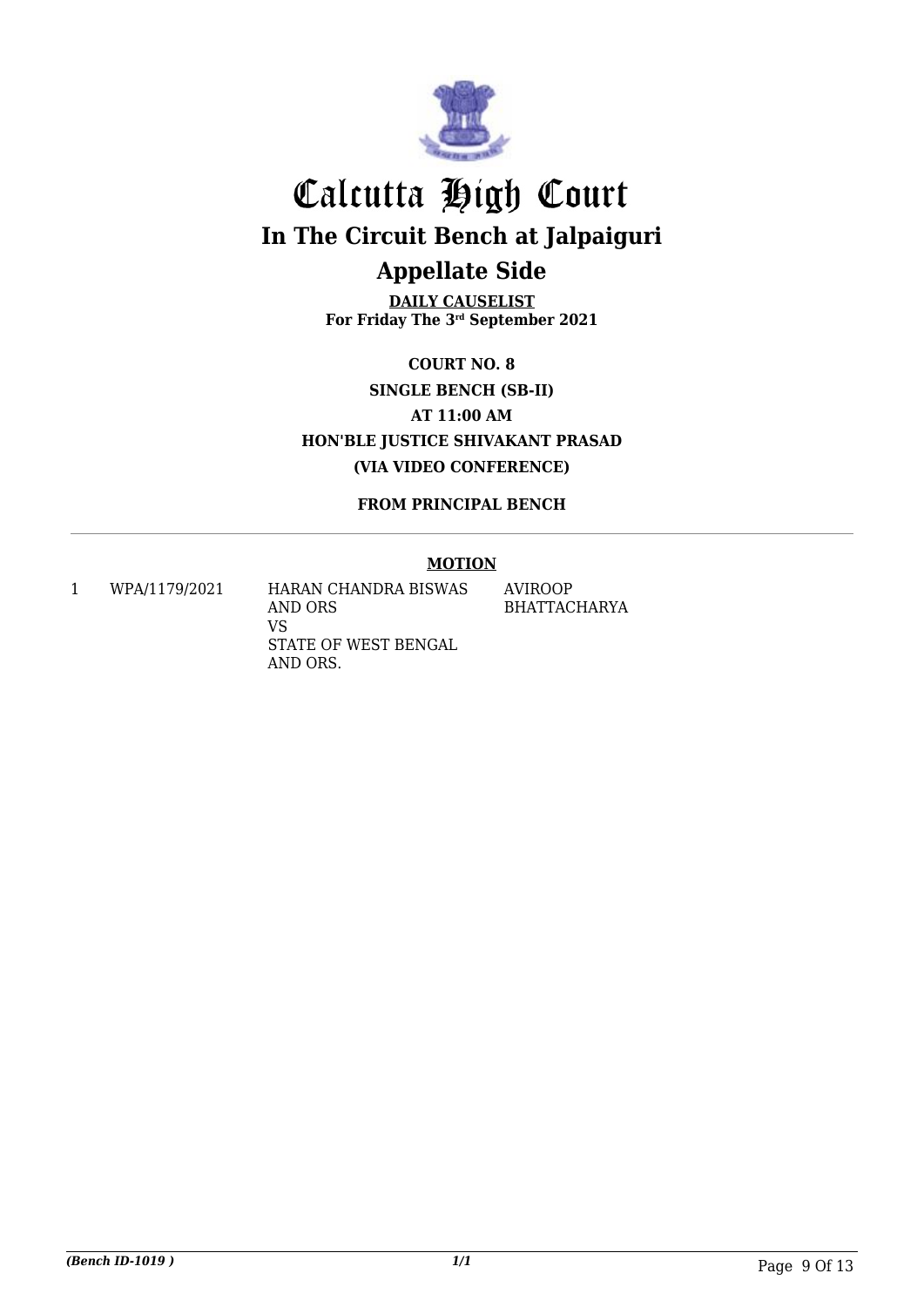# Calcutta High Court

## In The Circuit Bench at Jalpaiguri

## Appellate Side

**DAILY CAUSELIST**
**For Friday The 3rd September 2021**

**COURT NO. 8**
**SINGLE BENCH (SB-II)**
**AT 11:00 AM**
**HON'BLE JUSTICE SHIVAKANT PRASAD**
**(VIA VIDEO CONFERENCE)**

**FROM PRINCIPAL BENCH**

---

**MOTION**

| | | | |
|---|---|---|---|
| 1 | WPA/1179/2021 | HARAN CHANDRA BISWAS AND ORS VS STATE OF WEST BENGAL AND ORS. | AVIROOP BHATTACHARYA |

*(Bench ID-1019 )* 1/1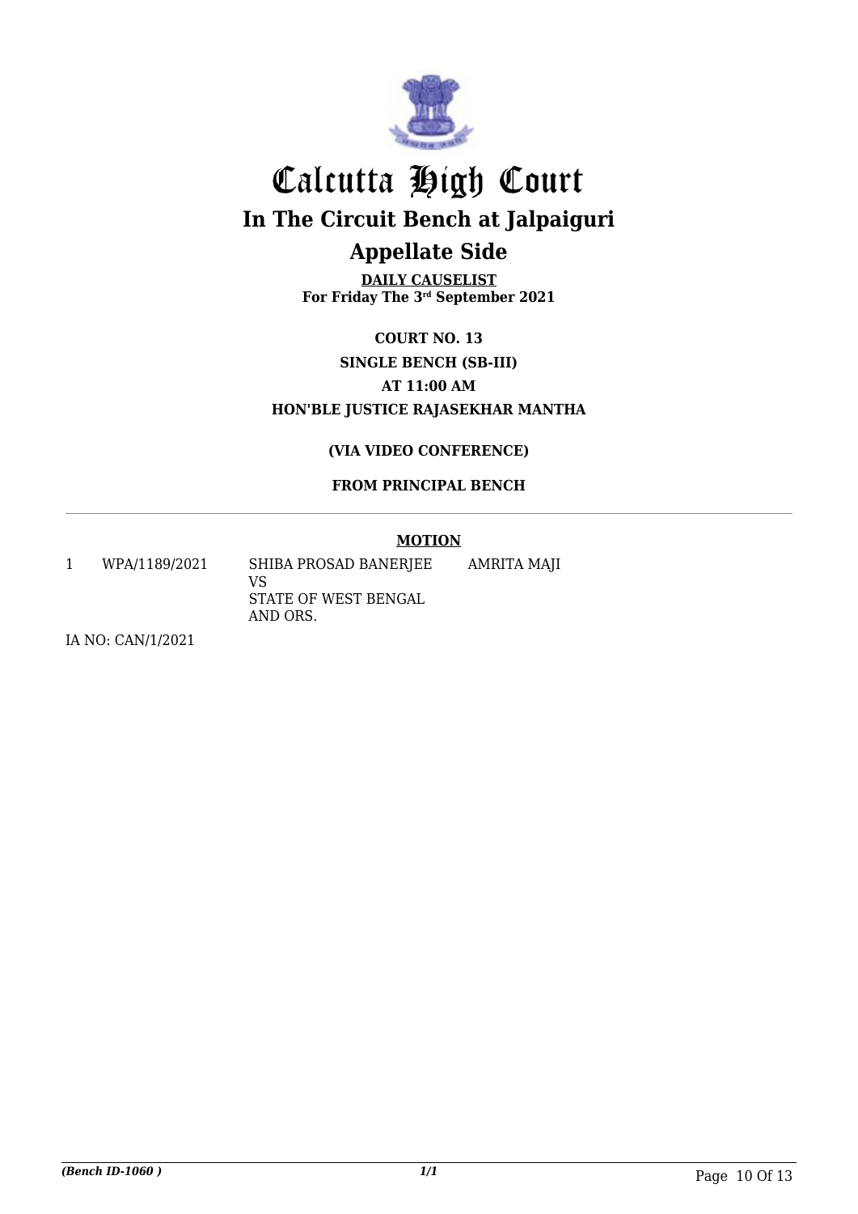# Calcutta High Court

## In The Circuit Bench at Jalpaiguri

## Appellate Side

**DAILY CAUSELIST**
**For Friday The 3rd September 2021**

**COURT NO. 13**
**SINGLE BENCH (SB-III)**
**AT 11:00 AM**
**HON'BLE JUSTICE RAJASEKHAR MANTHA**

**(VIA VIDEO CONFERENCE)**

**FROM PRINCIPAL BENCH**

### MOTION

| | | | |
|---|---|---|---|
| 1 | WPA/1189/2021 | SHIBA PROSAD BANERJEE<br>VS<br>STATE OF WEST BENGAL AND ORS. | AMRITA MAJI |

IA NO: CAN/1/2021

*(Bench ID-1060 )*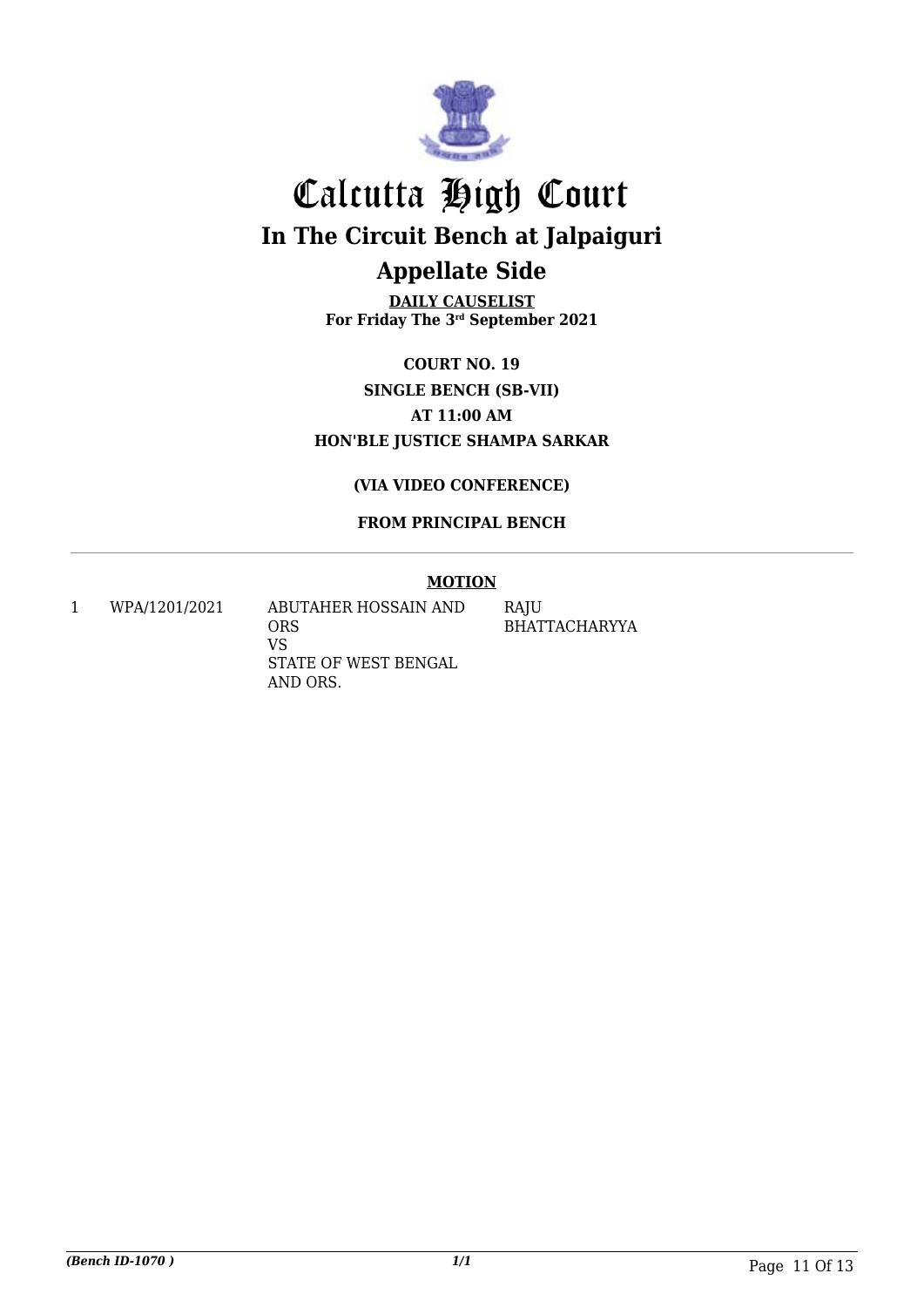# Calcutta High Court

## In The Circuit Bench at Jalpaiguri

## Appellate Side

**DAILY CAUSELIST**
**For Friday The 3rd September 2021**

**COURT NO. 19**

**SINGLE BENCH (SB-VII)**

**AT 11:00 AM**

**HON'BLE JUSTICE SHAMPA SARKAR**

**(VIA VIDEO CONFERENCE)**

**FROM PRINCIPAL BENCH**

---

**MOTION**

| | | | |
|---|---|---|---|
| 1 | WPA/1201/2021 | ABUTAHER HOSSAIN AND ORS VS STATE OF WEST BENGAL AND ORS. | RAJU BHATTACHARYYA |

*(Bench ID-1070 )*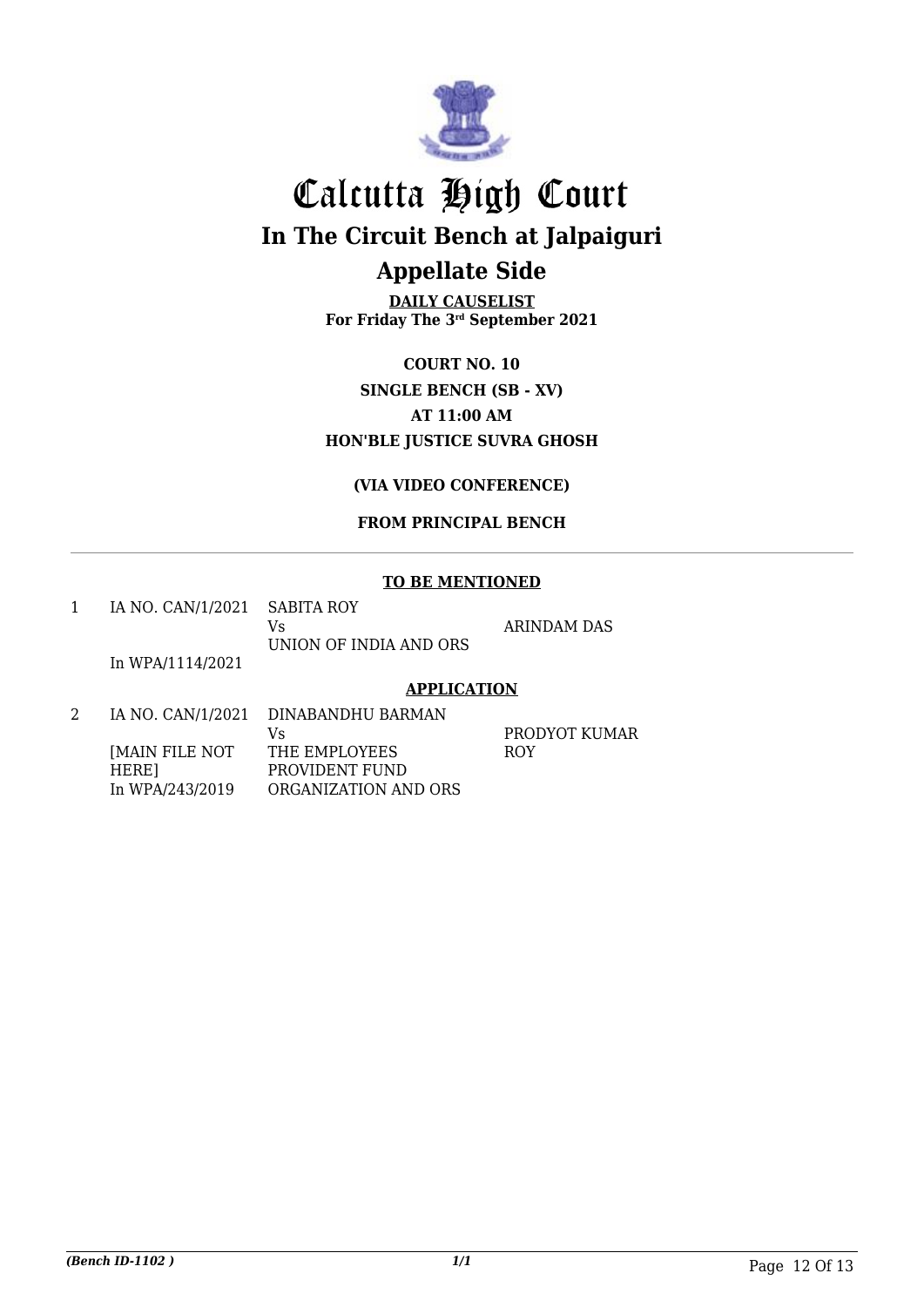# Calcutta High Court

## In The Circuit Bench at Jalpaiguri

## Appellate Side

**DAILY CAUSELIST**
**For Friday The 3rd September 2021**

**COURT NO. 10**
**SINGLE BENCH (SB - XV)**
**AT 11:00 AM**
**HON'BLE JUSTICE SUVRA GHOSH**

**(VIA VIDEO CONFERENCE)**

**FROM PRINCIPAL BENCH**

---

**TO BE MENTIONED**

| | | | |
|---|---|---|---|
| 1 | IA NO. CAN/1/2021<br>In WPA/1114/2021 | SABITA ROY<br>Vs<br>UNION OF INDIA AND ORS | ARINDAM DAS |

**APPLICATION**

| | | | |
|---|---|---|---|
| 2 | IA NO. CAN/1/2021<br>[MAIN FILE NOT HERE]<br>In WPA/243/2019 | DINABANDHU BARMAN<br>Vs<br>THE EMPLOYEES PROVIDENT FUND ORGANIZATION AND ORS | PRODYOT KUMAR ROY |

*(Bench ID-1102 )*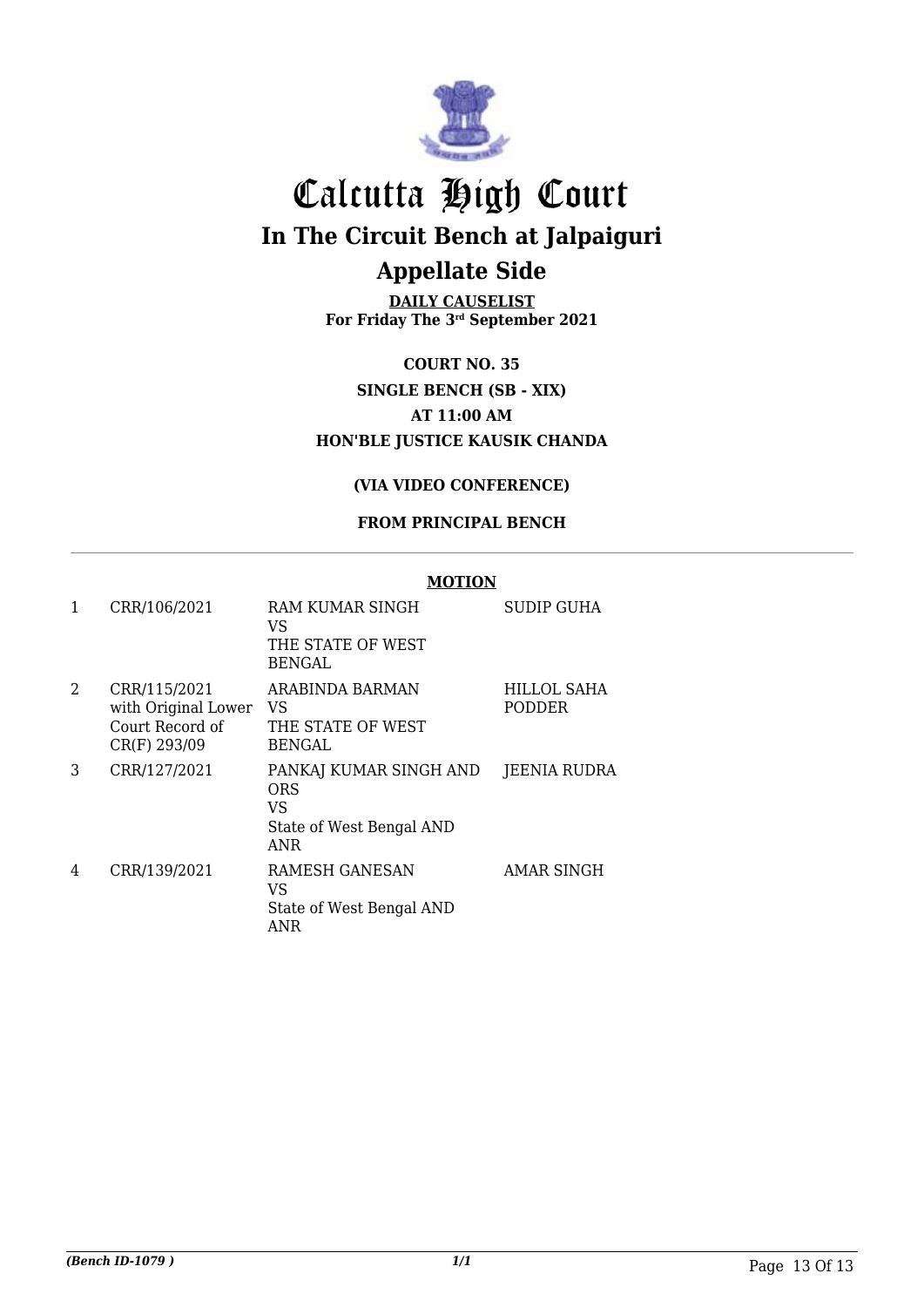# Calcutta High Court

## In The Circuit Bench at Jalpaiguri

## Appellate Side

**DAILY CAUSELIST**
**For Friday The 3rd September 2021**

**COURT NO. 35**
**SINGLE BENCH (SB - XIX)**
**AT 11:00 AM**
**HON'BLE JUSTICE KAUSIK CHANDA**

**(VIA VIDEO CONFERENCE)**

**FROM PRINCIPAL BENCH**

**MOTION**

| | | | |
|---|---|---|---|
| 1 | CRR/106/2021 | RAM KUMAR SINGH VS THE STATE OF WEST BENGAL | SUDIP GUHA |
| 2 | CRR/115/2021 with Original Lower Court Record of CR(F) 293/09 | ARABINDA BARMAN VS THE STATE OF WEST BENGAL | HILLOL SAHA PODDER |
| 3 | CRR/127/2021 | PANKAJ KUMAR SINGH AND ORS VS State of West Bengal AND ANR | JEENIA RUDRA |
| 4 | CRR/139/2021 | RAMESH GANESAN VS State of West Bengal AND ANR | AMAR SINGH |

*(Bench ID-1079 )* 1/1